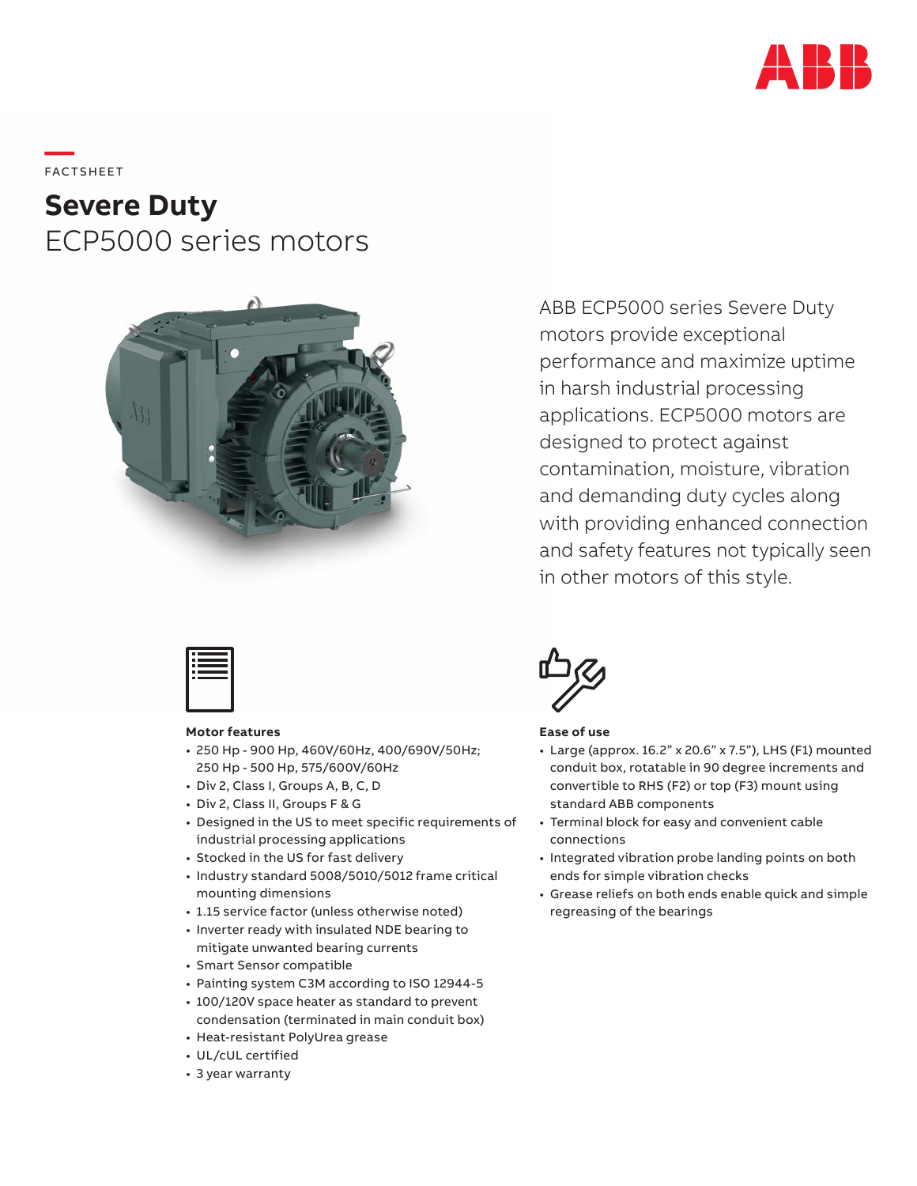FACTSHEET

# **Severe Duty**
# ECP5000 series motors

ABB ECP5000 series Severe Duty motors provide exceptional performance and maximize uptime in harsh industrial processing applications. ECP5000 motors are designed to protect against contamination, moisture, vibration and demanding duty cycles along with providing enhanced connection and safety features not typically seen in other motors of this style.

**Motor features**

- 250 Hp - 900 Hp, 460V/60Hz, 400/690V/50Hz; 250 Hp - 500 Hp, 575/600V/60Hz
- Div 2, Class I, Groups A, B, C, D
- Div 2, Class II, Groups F & G
- Designed in the US to meet specific requirements of industrial processing applications
- Stocked in the US for fast delivery
- Industry standard 5008/5010/5012 frame critical mounting dimensions
- 1.15 service factor (unless otherwise noted)
- Inverter ready with insulated NDE bearing to mitigate unwanted bearing currents
- Smart Sensor compatible
- Painting system C3M according to ISO 12944-5
- 100/120V space heater as standard to prevent condensation (terminated in main conduit box)
- Heat-resistant PolyUrea grease
- UL/cUL certified
- 3 year warranty

**Ease of use**

- Large (approx. 16.2" x 20.6" x 7.5"), LHS (F1) mounted conduit box, rotatable in 90 degree increments and convertible to RHS (F2) or top (F3) mount using standard ABB components
- Terminal block for easy and convenient cable connections
- Integrated vibration probe landing points on both ends for simple vibration checks
- Grease reliefs on both ends enable quick and simple regreasing of the bearings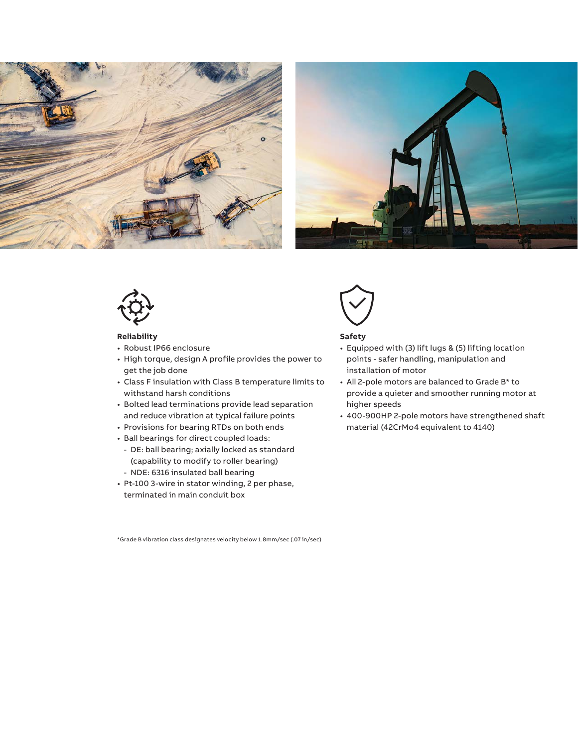### Reliability

- Robust IP66 enclosure
- High torque, design A profile provides the power to get the job done
- Class F insulation with Class B temperature limits to withstand harsh conditions
- Bolted lead terminations provide lead separation and reduce vibration at typical failure points
- Provisions for bearing RTDs on both ends
- Ball bearings for direct coupled loads:
  - DE: ball bearing; axially locked as standard (capability to modify to roller bearing)
  - NDE: 6316 insulated ball bearing
- Pt-100 3-wire in stator winding, 2 per phase, terminated in main conduit box

### Safety

- Equipped with (3) lift lugs & (5) lifting location points - safer handling, manipulation and installation of motor
- All 2-pole motors are balanced to Grade B* to provide a quieter and smoother running motor at higher speeds
- 400-900HP 2-pole motors have strengthened shaft material (42CrMo4 equivalent to 4140)

*Grade B vibration class designates velocity below 1.8mm/sec (.07 in/sec)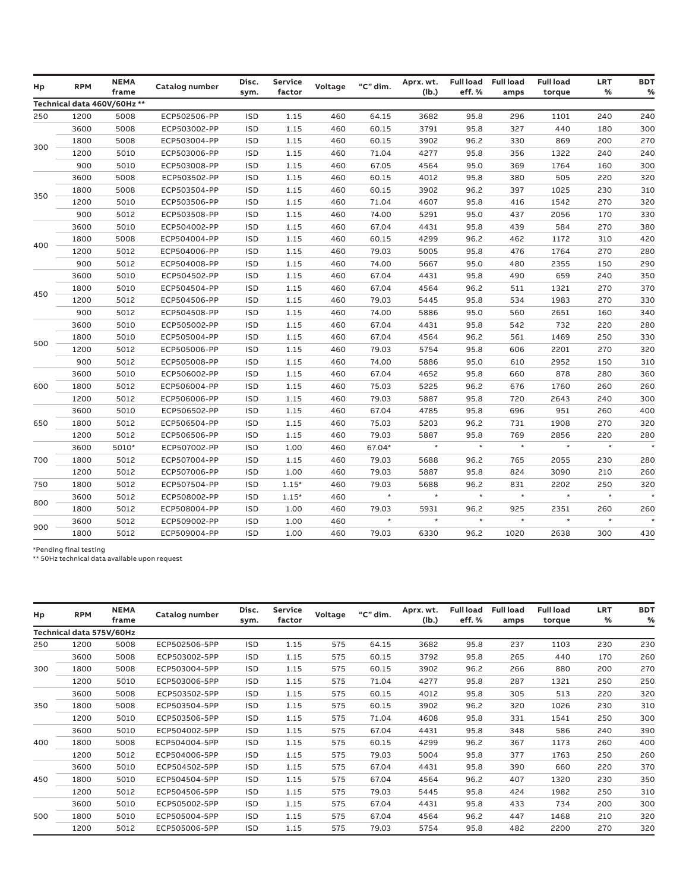| Hp | RPM | NEMA frame | Catalog number | Disc. sym. | Service factor | Voltage | "C" dim. | Aprx. wt. (lb.) | Full load eff. % | Full load amps | Full load torque | LRT % | BDT % |
|---|---|---|---|---|---|---|---|---|---|---|---|---|---|
| **Technical data 460V/60Hz \*\*** | | | | | | | | | | | | | |
| 250 | 1200 | 5008 | ECP502506-PP | ISD | 1.15 | 460 | 64.15 | 3682 | 95.8 | 296 | 1101 | 240 | 240 |
| 300 | 3600 | 5008 | ECP503002-PP | ISD | 1.15 | 460 | 60.15 | 3791 | 95.8 | 327 | 440 | 180 | 300 |
| | 1800 | 5008 | ECP503004-PP | ISD | 1.15 | 460 | 60.15 | 3902 | 96.2 | 330 | 869 | 200 | 270 |
| | 1200 | 5010 | ECP503006-PP | ISD | 1.15 | 460 | 71.04 | 4277 | 95.8 | 356 | 1322 | 240 | 240 |
| | 900 | 5010 | ECP503008-PP | ISD | 1.15 | 460 | 67.05 | 4564 | 95.0 | 369 | 1764 | 160 | 300 |
| 350 | 3600 | 5008 | ECP503502-PP | ISD | 1.15 | 460 | 60.15 | 4012 | 95.8 | 380 | 505 | 220 | 320 |
| | 1800 | 5008 | ECP503504-PP | ISD | 1.15 | 460 | 60.15 | 3902 | 96.2 | 397 | 1025 | 230 | 310 |
| | 1200 | 5010 | ECP503506-PP | ISD | 1.15 | 460 | 71.04 | 4607 | 95.8 | 416 | 1542 | 270 | 320 |
| | 900 | 5012 | ECP503508-PP | ISD | 1.15 | 460 | 74.00 | 5291 | 95.0 | 437 | 2056 | 170 | 330 |
| 400 | 3600 | 5010 | ECP504002-PP | ISD | 1.15 | 460 | 67.04 | 4431 | 95.8 | 439 | 584 | 270 | 380 |
| | 1800 | 5008 | ECP504004-PP | ISD | 1.15 | 460 | 60.15 | 4299 | 96.2 | 462 | 1172 | 310 | 420 |
| | 1200 | 5012 | ECP504006-PP | ISD | 1.15 | 460 | 79.03 | 5005 | 95.8 | 476 | 1764 | 270 | 280 |
| | 900 | 5012 | ECP504008-PP | ISD | 1.15 | 460 | 74.00 | 5667 | 95.0 | 480 | 2355 | 150 | 290 |
| 450 | 3600 | 5010 | ECP504502-PP | ISD | 1.15 | 460 | 67.04 | 4431 | 95.8 | 490 | 659 | 240 | 350 |
| | 1800 | 5010 | ECP504504-PP | ISD | 1.15 | 460 | 67.04 | 4564 | 96.2 | 511 | 1321 | 270 | 370 |
| | 1200 | 5012 | ECP504506-PP | ISD | 1.15 | 460 | 79.03 | 5445 | 95.8 | 534 | 1983 | 270 | 330 |
| | 900 | 5012 | ECP504508-PP | ISD | 1.15 | 460 | 74.00 | 5886 | 95.0 | 560 | 2651 | 160 | 340 |
| 500 | 3600 | 5010 | ECP505002-PP | ISD | 1.15 | 460 | 67.04 | 4431 | 95.8 | 542 | 732 | 220 | 280 |
| | 1800 | 5010 | ECP505004-PP | ISD | 1.15 | 460 | 67.04 | 4564 | 96.2 | 561 | 1469 | 250 | 330 |
| | 1200 | 5012 | ECP505006-PP | ISD | 1.15 | 460 | 79.03 | 5754 | 95.8 | 606 | 2201 | 270 | 320 |
| | 900 | 5012 | ECP505008-PP | ISD | 1.15 | 460 | 74.00 | 5886 | 95.0 | 610 | 2952 | 150 | 310 |
| 600 | 3600 | 5010 | ECP506002-PP | ISD | 1.15 | 460 | 67.04 | 4652 | 95.8 | 660 | 878 | 280 | 360 |
| | 1800 | 5012 | ECP506004-PP | ISD | 1.15 | 460 | 75.03 | 5225 | 96.2 | 676 | 1760 | 260 | 260 |
| | 1200 | 5012 | ECP506006-PP | ISD | 1.15 | 460 | 79.03 | 5887 | 95.8 | 720 | 2643 | 240 | 300 |
| 650 | 3600 | 5010 | ECP506502-PP | ISD | 1.15 | 460 | 67.04 | 4785 | 95.8 | 696 | 951 | 260 | 400 |
| | 1800 | 5012 | ECP506504-PP | ISD | 1.15 | 460 | 75.03 | 5203 | 96.2 | 731 | 1908 | 270 | 320 |
| | 1200 | 5012 | ECP506506-PP | ISD | 1.15 | 460 | 79.03 | 5887 | 95.8 | 769 | 2856 | 220 | 280 |
| 700 | 3600 | 5010* | ECP507002-PP | ISD | 1.00 | 460 | 67.04* | * | * | * | * | * | * |
| | 1800 | 5012 | ECP507004-PP | ISD | 1.15 | 460 | 79.03 | 5688 | 96.2 | 765 | 2055 | 230 | 280 |
| | 1200 | 5012 | ECP507006-PP | ISD | 1.00 | 460 | 79.03 | 5887 | 95.8 | 824 | 3090 | 210 | 260 |
| 750 | 1800 | 5012 | ECP507504-PP | ISD | 1.15* | 460 | 79.03 | 5688 | 96.2 | 831 | 2202 | 250 | 320 |
| 800 | 3600 | 5012 | ECP508002-PP | ISD | 1.15* | 460 | * | * | * | * | * | * | * |
| | 1800 | 5012 | ECP508004-PP | ISD | 1.00 | 460 | 79.03 | 5931 | 96.2 | 925 | 2351 | 260 | 260 |
| 900 | 3600 | 5012 | ECP509002-PP | ISD | 1.00 | 460 | * | * | * | * | * | * | * |
| | 1800 | 5012 | ECP509004-PP | ISD | 1.00 | 460 | 79.03 | 6330 | 96.2 | 1020 | 2638 | 300 | 430 |

*Pending final testing

** 50Hz technical data available upon request

| Hp | RPM | NEMA frame | Catalog number | Disc. sym. | Service factor | Voltage | "C" dim. | Aprx. wt. (lb.) | Full load eff. % | Full load amps | Full load torque | LRT % | BDT % |
|---|---|---|---|---|---|---|---|---|---|---|---|---|---|
| **Technical data 575V/60Hz** | | | | | | | | | | | | | |
| 250 | 1200 | 5008 | ECP502506-5PP | ISD | 1.15 | 575 | 64.15 | 3682 | 95.8 | 237 | 1103 | 230 | 230 |
| 300 | 3600 | 5008 | ECP503002-5PP | ISD | 1.15 | 575 | 60.15 | 3792 | 95.8 | 265 | 440 | 170 | 260 |
| | 1800 | 5008 | ECP503004-5PP | ISD | 1.15 | 575 | 60.15 | 3902 | 96.2 | 266 | 880 | 200 | 270 |
| | 1200 | 5010 | ECP503006-5PP | ISD | 1.15 | 575 | 71.04 | 4277 | 95.8 | 287 | 1321 | 250 | 250 |
| 350 | 3600 | 5008 | ECP503502-5PP | ISD | 1.15 | 575 | 60.15 | 4012 | 95.8 | 305 | 513 | 220 | 320 |
| | 1800 | 5008 | ECP503504-5PP | ISD | 1.15 | 575 | 60.15 | 3902 | 96.2 | 320 | 1026 | 230 | 310 |
| | 1200 | 5010 | ECP503506-5PP | ISD | 1.15 | 575 | 71.04 | 4608 | 95.8 | 331 | 1541 | 250 | 300 |
| 400 | 3600 | 5010 | ECP504002-5PP | ISD | 1.15 | 575 | 67.04 | 4431 | 95.8 | 348 | 586 | 240 | 390 |
| | 1800 | 5008 | ECP504004-5PP | ISD | 1.15 | 575 | 60.15 | 4299 | 96.2 | 367 | 1173 | 260 | 400 |
| | 1200 | 5012 | ECP504006-5PP | ISD | 1.15 | 575 | 79.03 | 5004 | 95.8 | 377 | 1763 | 250 | 260 |
| 450 | 3600 | 5010 | ECP504502-5PP | ISD | 1.15 | 575 | 67.04 | 4431 | 95.8 | 390 | 660 | 220 | 370 |
| | 1800 | 5010 | ECP504504-5PP | ISD | 1.15 | 575 | 67.04 | 4564 | 96.2 | 407 | 1320 | 230 | 350 |
| | 1200 | 5012 | ECP504506-5PP | ISD | 1.15 | 575 | 79.03 | 5445 | 95.8 | 424 | 1982 | 250 | 310 |
| 500 | 3600 | 5010 | ECP505002-5PP | ISD | 1.15 | 575 | 67.04 | 4431 | 95.8 | 433 | 734 | 200 | 300 |
| | 1800 | 5010 | ECP505004-5PP | ISD | 1.15 | 575 | 67.04 | 4564 | 96.2 | 447 | 1468 | 210 | 320 |
| | 1200 | 5012 | ECP505006-5PP | ISD | 1.15 | 575 | 79.03 | 5754 | 95.8 | 482 | 2200 | 270 | 320 |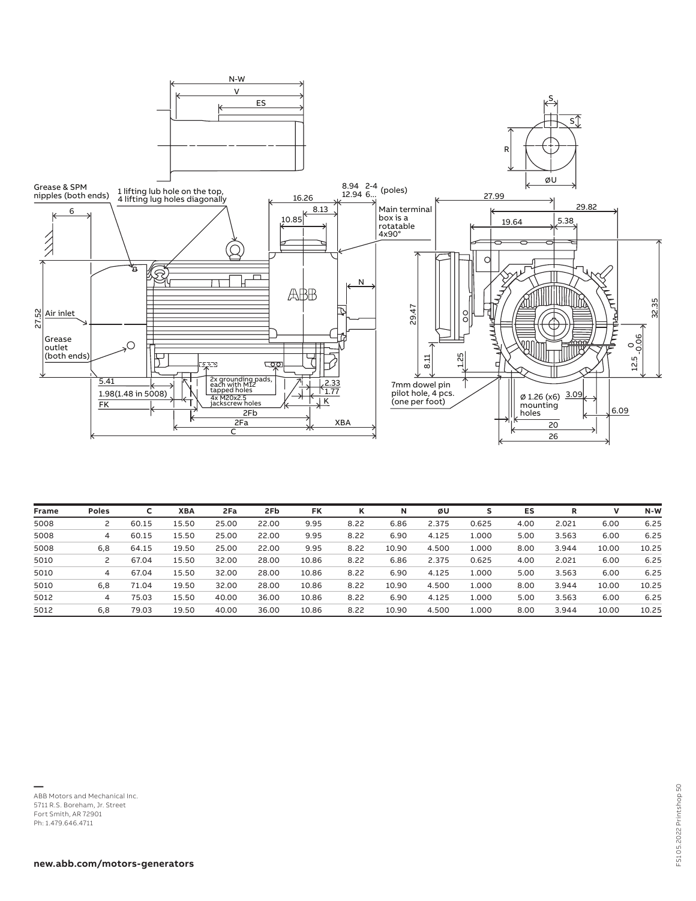Grease & SPM nipples (both ends)

1 lifting lub hole on the top, 4 lifting lug holes diagonally

Main terminal box is a rotatable 4x90°

Air inlet

Grease outlet (both ends)

2x grounding pads, each with M12 tapped holes

4x M20x2.5 jackscrew holes

7mm dowel pin pilot hole, 4 pcs. (one per foot)

Ø 1.26 (x6) mounting holes

8.94 2-4 (poles)
12.94 6...

| Frame | Poles | C | XBA | 2Fa | 2Fb | FK | K | N | ØU | S | ES | R | V | N-W |
|---|---|---|---|---|---|---|---|---|---|---|---|---|---|---|
| 5008 | 2 | 60.15 | 15.50 | 25.00 | 22.00 | 9.95 | 8.22 | 6.86 | 2.375 | 0.625 | 4.00 | 2.021 | 6.00 | 6.25 |
| 5008 | 4 | 60.15 | 15.50 | 25.00 | 22.00 | 9.95 | 8.22 | 6.90 | 4.125 | 1.000 | 5.00 | 3.563 | 6.00 | 6.25 |
| 5008 | 6,8 | 64.15 | 19.50 | 25.00 | 22.00 | 9.95 | 8.22 | 10.90 | 4.500 | 1.000 | 8.00 | 3.944 | 10.00 | 10.25 |
| 5010 | 2 | 67.04 | 15.50 | 32.00 | 28.00 | 10.86 | 8.22 | 6.86 | 2.375 | 0.625 | 4.00 | 2.021 | 6.00 | 6.25 |
| 5010 | 4 | 67.04 | 15.50 | 32.00 | 28.00 | 10.86 | 8.22 | 6.90 | 4.125 | 1.000 | 5.00 | 3.563 | 6.00 | 6.25 |
| 5010 | 6,8 | 71.04 | 19.50 | 32.00 | 28.00 | 10.86 | 8.22 | 10.90 | 4.500 | 1.000 | 8.00 | 3.944 | 10.00 | 10.25 |
| 5012 | 4 | 75.03 | 15.50 | 40.00 | 36.00 | 10.86 | 8.22 | 6.90 | 4.125 | 1.000 | 5.00 | 3.563 | 6.00 | 6.25 |
| 5012 | 6,8 | 79.03 | 19.50 | 40.00 | 36.00 | 10.86 | 8.22 | 10.90 | 4.500 | 1.000 | 8.00 | 3.944 | 10.00 | 10.25 |

ABB Motors and Mechanical Inc.
5711 R.S. Boreham, Jr. Street
Fort Smith, AR 72901
Ph: 1.479.646.4711

**new.abb.com/motors-generators**

FS105 2022 Printshop 50